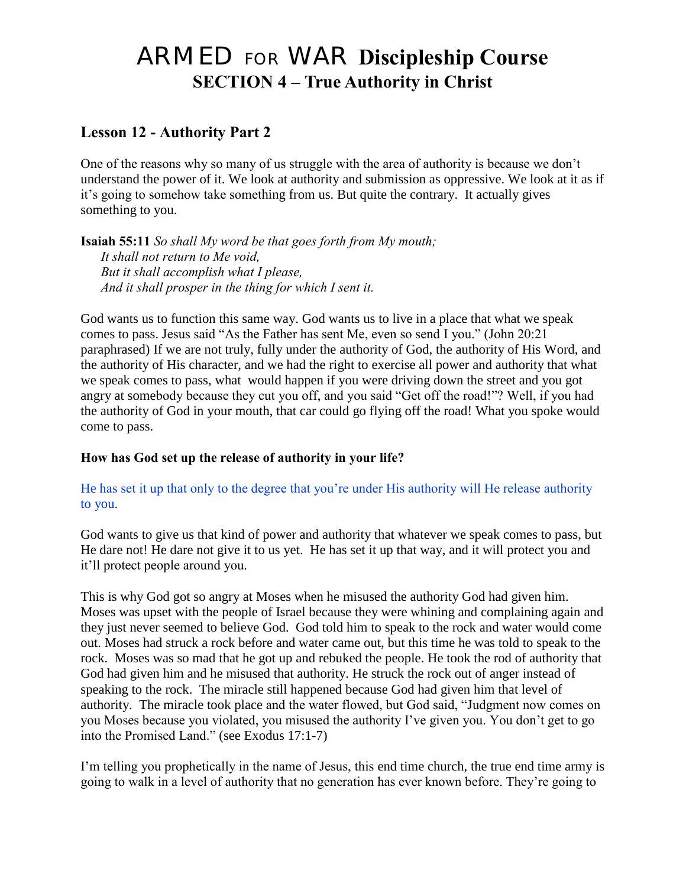# ARMED FOR WAR Discipleship Course
## SECTION 4 – True Authority in Christ

### Lesson 12 - Authority Part 2

One of the reasons why so many of us struggle with the area of authority is because we don't understand the power of it. We look at authority and submission as oppressive. We look at it as if it's going to somehow take something from us. But quite the contrary. It actually gives something to you.

**Isaiah 55:11** *So shall My word be that goes forth from My mouth;*
*It shall not return to Me void,*
*But it shall accomplish what I please,*
*And it shall prosper in the thing for which I sent it.*

God wants us to function this same way. God wants us to live in a place that what we speak comes to pass. Jesus said "As the Father has sent Me, even so send I you." (John 20:21 paraphrased) If we are not truly, fully under the authority of God, the authority of His Word, and the authority of His character, and we had the right to exercise all power and authority that what we speak comes to pass, what would happen if you were driving down the street and you got angry at somebody because they cut you off, and you said "Get off the road!"? Well, if you had the authority of God in your mouth, that car could go flying off the road! What you spoke would come to pass.

**How has God set up the release of authority in your life?**

He has set it up that only to the degree that you're under His authority will He release authority to you.

God wants to give us that kind of power and authority that whatever we speak comes to pass, but He dare not! He dare not give it to us yet. He has set it up that way, and it will protect you and it'll protect people around you.

This is why God got so angry at Moses when he misused the authority God had given him. Moses was upset with the people of Israel because they were whining and complaining again and they just never seemed to believe God. God told him to speak to the rock and water would come out. Moses had struck a rock before and water came out, but this time he was told to speak to the rock. Moses was so mad that he got up and rebuked the people. He took the rod of authority that God had given him and he misused that authority. He struck the rock out of anger instead of speaking to the rock. The miracle still happened because God had given him that level of authority. The miracle took place and the water flowed, but God said, "Judgment now comes on you Moses because you violated, you misused the authority I've given you. You don't get to go into the Promised Land." (see Exodus 17:1-7)

I'm telling you prophetically in the name of Jesus, this end time church, the true end time army is going to walk in a level of authority that no generation has ever known before. They're going to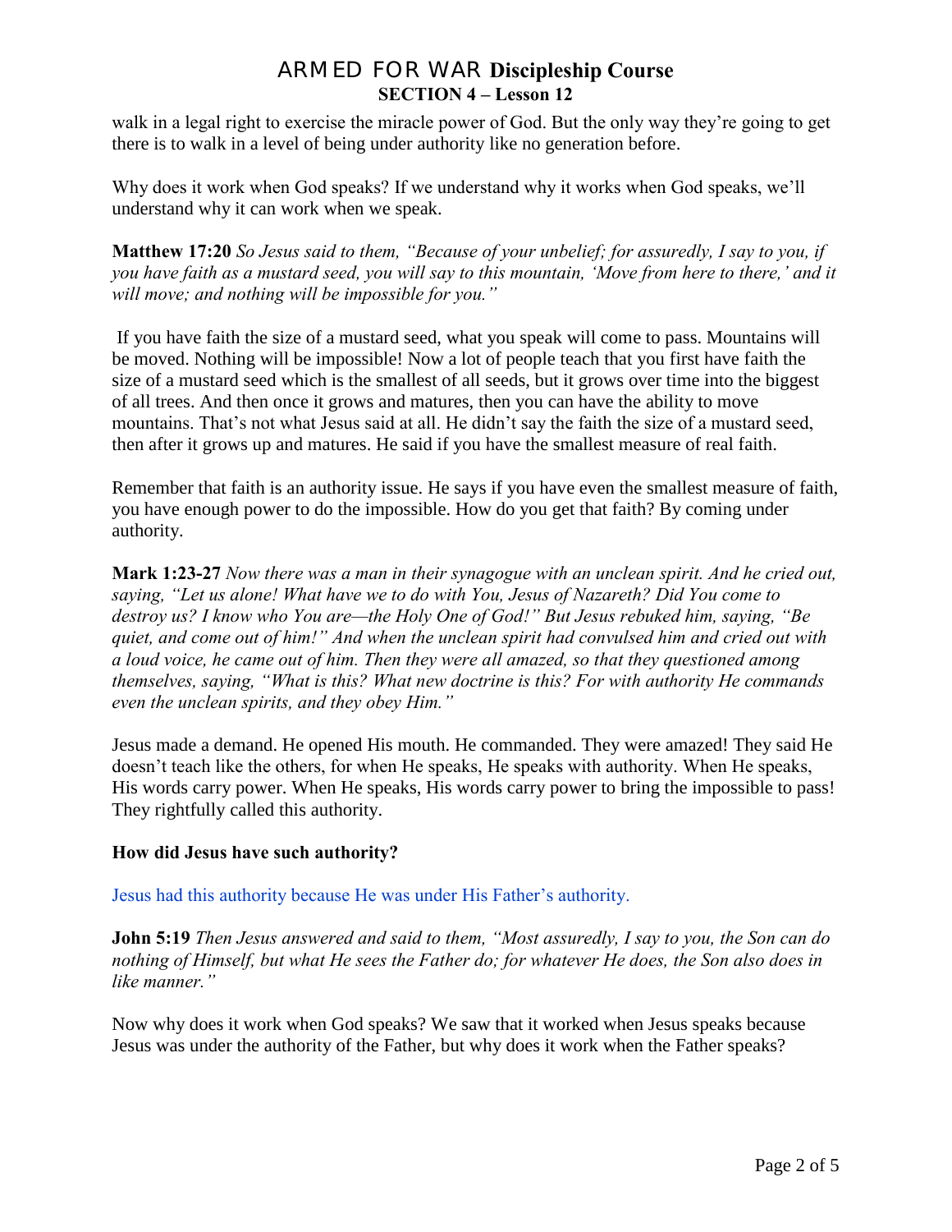walk in a legal right to exercise the miracle power of God. But the only way they're going to get there is to walk in a level of being under authority like no generation before.

Why does it work when God speaks? If we understand why it works when God speaks, we'll understand why it can work when we speak.

**Matthew 17:20** *So Jesus said to them, "Because of your unbelief; for assuredly, I say to you, if you have faith as a mustard seed, you will say to this mountain, 'Move from here to there,' and it will move; and nothing will be impossible for you."*

If you have faith the size of a mustard seed, what you speak will come to pass. Mountains will be moved. Nothing will be impossible! Now a lot of people teach that you first have faith the size of a mustard seed which is the smallest of all seeds, but it grows over time into the biggest of all trees. And then once it grows and matures, then you can have the ability to move mountains. That's not what Jesus said at all. He didn't say the faith the size of a mustard seed, then after it grows up and matures. He said if you have the smallest measure of real faith.

Remember that faith is an authority issue. He says if you have even the smallest measure of faith, you have enough power to do the impossible. How do you get that faith? By coming under authority.

**Mark 1:23-27** *Now there was a man in their synagogue with an unclean spirit. And he cried out, saying, "Let us alone! What have we to do with You, Jesus of Nazareth? Did You come to destroy us? I know who You are—the Holy One of God!" But Jesus rebuked him, saying, "Be quiet, and come out of him!" And when the unclean spirit had convulsed him and cried out with a loud voice, he came out of him. Then they were all amazed, so that they questioned among themselves, saying, "What is this? What new doctrine is this? For with authority He commands even the unclean spirits, and they obey Him."*

Jesus made a demand. He opened His mouth. He commanded. They were amazed! They said He doesn't teach like the others, for when He speaks, He speaks with authority. When He speaks, His words carry power. When He speaks, His words carry power to bring the impossible to pass! They rightfully called this authority.

**How did Jesus have such authority?**

Jesus had this authority because He was under His Father's authority.

**John 5:19** *Then Jesus answered and said to them, "Most assuredly, I say to you, the Son can do nothing of Himself, but what He sees the Father do; for whatever He does, the Son also does in like manner."*

Now why does it work when God speaks? We saw that it worked when Jesus speaks because Jesus was under the authority of the Father, but why does it work when the Father speaks?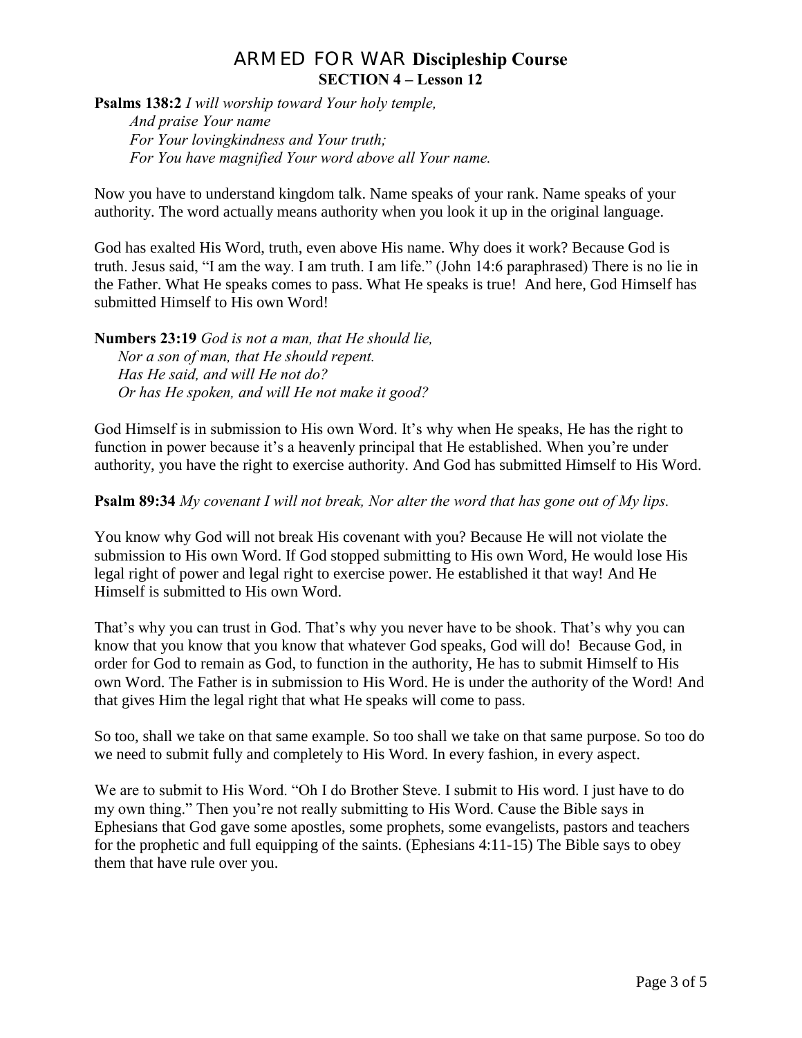**Psalms 138:2** *I will worship toward Your holy temple,*
*And praise Your name*
*For Your lovingkindness and Your truth;*
*For You have magnified Your word above all Your name.*

Now you have to understand kingdom talk. Name speaks of your rank. Name speaks of your authority. The word actually means authority when you look it up in the original language.

God has exalted His Word, truth, even above His name. Why does it work? Because God is truth. Jesus said, "I am the way. I am truth. I am life." (John 14:6 paraphrased) There is no lie in the Father. What He speaks comes to pass. What He speaks is true! And here, God Himself has submitted Himself to His own Word!

**Numbers 23:19** *God is not a man, that He should lie,*
*Nor a son of man, that He should repent.*
*Has He said, and will He not do?*
*Or has He spoken, and will He not make it good?*

God Himself is in submission to His own Word. It's why when He speaks, He has the right to function in power because it's a heavenly principal that He established. When you're under authority, you have the right to exercise authority. And God has submitted Himself to His Word.

**Psalm 89:34** *My covenant I will not break, Nor alter the word that has gone out of My lips.*

You know why God will not break His covenant with you? Because He will not violate the submission to His own Word. If God stopped submitting to His own Word, He would lose His legal right of power and legal right to exercise power. He established it that way! And He Himself is submitted to His own Word.

That's why you can trust in God. That's why you never have to be shook. That's why you can know that you know that you know that whatever God speaks, God will do! Because God, in order for God to remain as God, to function in the authority, He has to submit Himself to His own Word. The Father is in submission to His Word. He is under the authority of the Word! And that gives Him the legal right that what He speaks will come to pass.

So too, shall we take on that same example. So too shall we take on that same purpose. So too do we need to submit fully and completely to His Word. In every fashion, in every aspect.

We are to submit to His Word. "Oh I do Brother Steve. I submit to His word. I just have to do my own thing." Then you're not really submitting to His Word. Cause the Bible says in Ephesians that God gave some apostles, some prophets, some evangelists, pastors and teachers for the prophetic and full equipping of the saints. (Ephesians 4:11-15) The Bible says to obey them that have rule over you.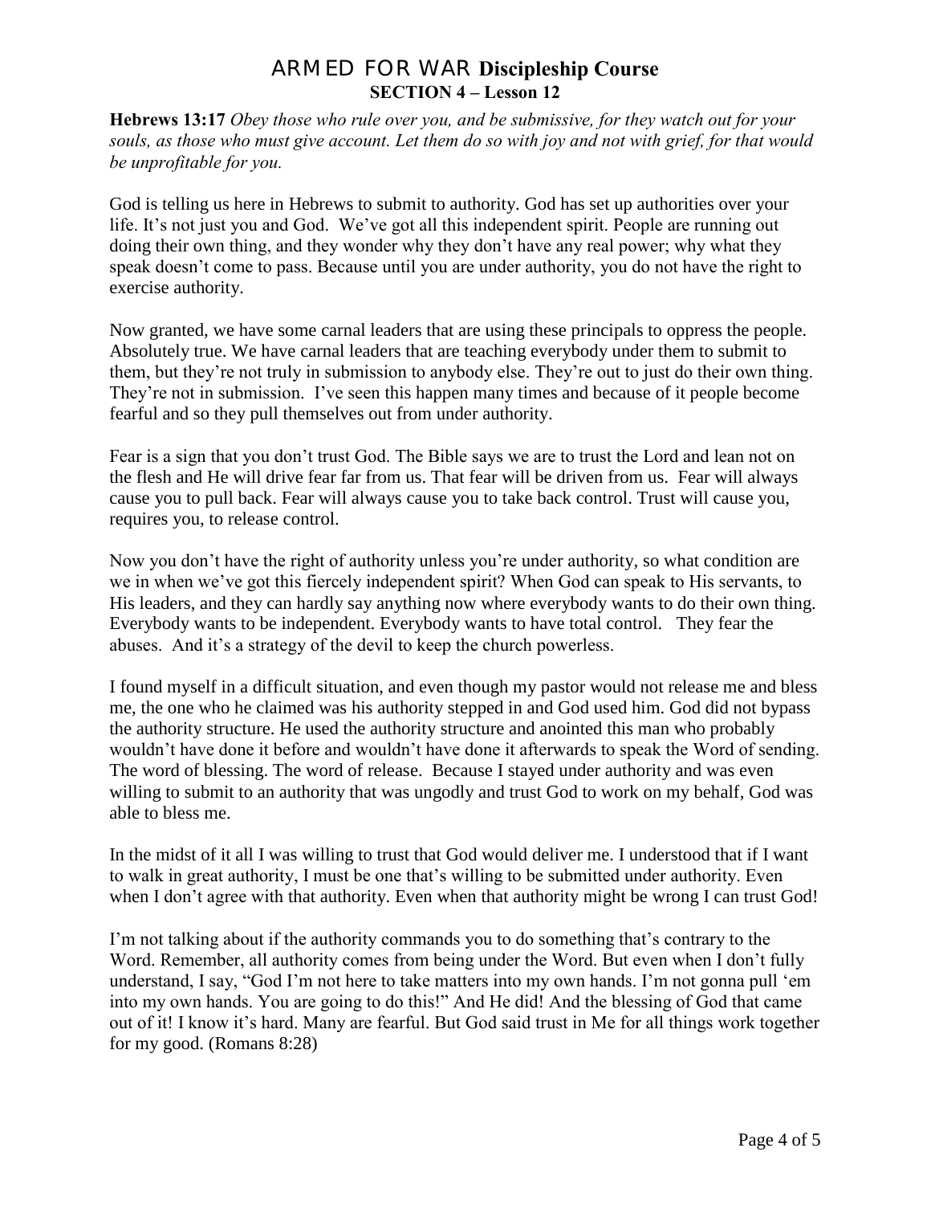# ARMED FOR WAR Discipleship Course
## SECTION 4 – Lesson 12

**Hebrews 13:17** *Obey those who rule over you, and be submissive, for they watch out for your souls, as those who must give account. Let them do so with joy and not with grief, for that would be unprofitable for you.*

God is telling us here in Hebrews to submit to authority. God has set up authorities over your life. It's not just you and God. We've got all this independent spirit. People are running out doing their own thing, and they wonder why they don't have any real power; why what they speak doesn't come to pass. Because until you are under authority, you do not have the right to exercise authority.

Now granted, we have some carnal leaders that are using these principals to oppress the people. Absolutely true. We have carnal leaders that are teaching everybody under them to submit to them, but they're not truly in submission to anybody else. They're out to just do their own thing. They're not in submission. I've seen this happen many times and because of it people become fearful and so they pull themselves out from under authority.

Fear is a sign that you don't trust God. The Bible says we are to trust the Lord and lean not on the flesh and He will drive fear far from us. That fear will be driven from us. Fear will always cause you to pull back. Fear will always cause you to take back control. Trust will cause you, requires you, to release control.

Now you don't have the right of authority unless you're under authority, so what condition are we in when we've got this fiercely independent spirit? When God can speak to His servants, to His leaders, and they can hardly say anything now where everybody wants to do their own thing. Everybody wants to be independent. Everybody wants to have total control. They fear the abuses. And it's a strategy of the devil to keep the church powerless.

I found myself in a difficult situation, and even though my pastor would not release me and bless me, the one who he claimed was his authority stepped in and God used him. God did not bypass the authority structure. He used the authority structure and anointed this man who probably wouldn't have done it before and wouldn't have done it afterwards to speak the Word of sending. The word of blessing. The word of release. Because I stayed under authority and was even willing to submit to an authority that was ungodly and trust God to work on my behalf, God was able to bless me.

In the midst of it all I was willing to trust that God would deliver me. I understood that if I want to walk in great authority, I must be one that's willing to be submitted under authority. Even when I don't agree with that authority. Even when that authority might be wrong I can trust God!

I'm not talking about if the authority commands you to do something that's contrary to the Word. Remember, all authority comes from being under the Word. But even when I don't fully understand, I say, "God I'm not here to take matters into my own hands. I'm not gonna pull 'em into my own hands. You are going to do this!" And He did! And the blessing of God that came out of it! I know it's hard. Many are fearful. But God said trust in Me for all things work together for my good. (Romans 8:28)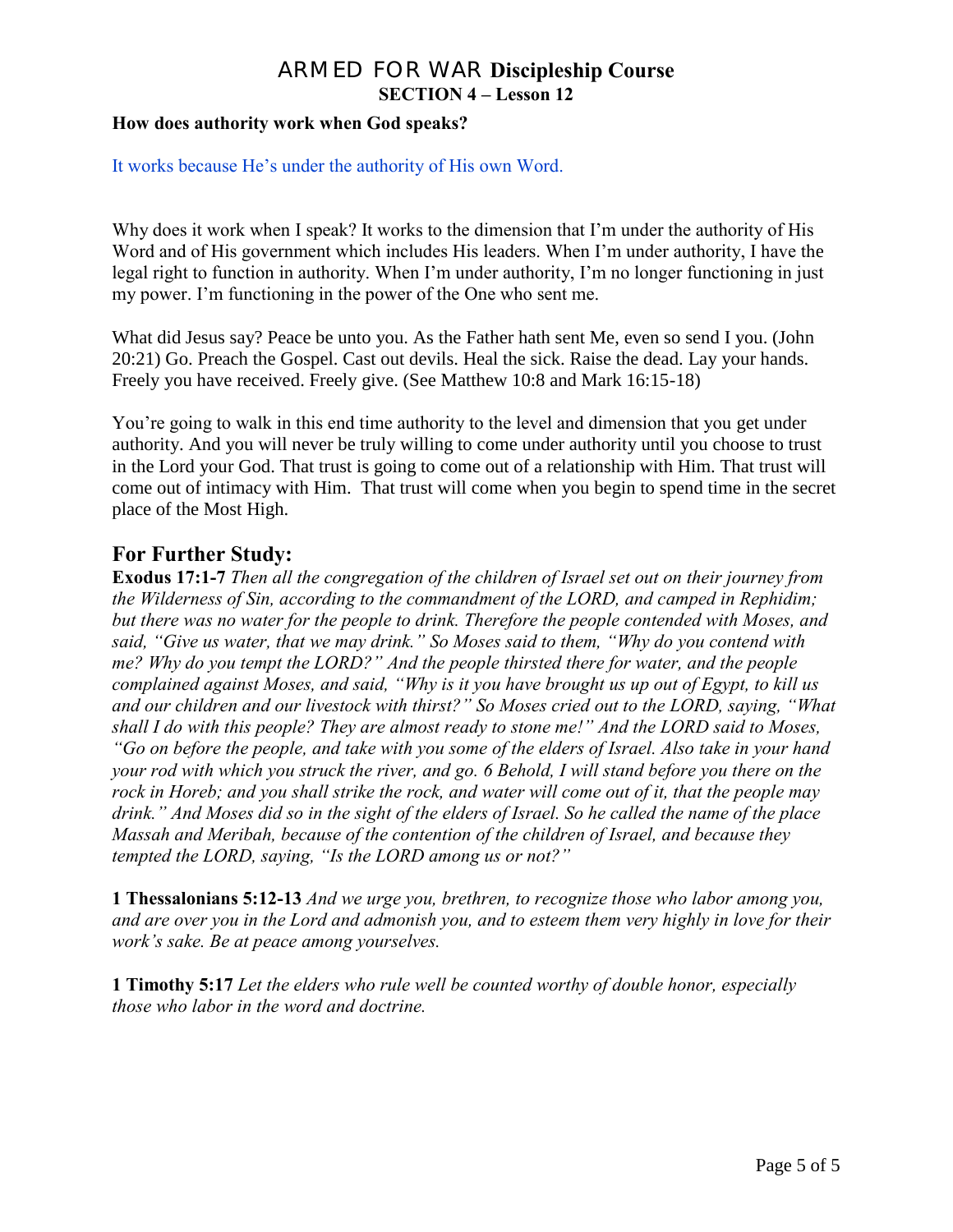# ARMED FOR WAR Discipleship Course
## SECTION 4 – Lesson 12

**How does authority work when God speaks?**

It works because He's under the authority of His own Word.

Why does it work when I speak? It works to the dimension that I'm under the authority of His Word and of His government which includes His leaders. When I'm under authority, I have the legal right to function in authority. When I'm under authority, I'm no longer functioning in just my power. I'm functioning in the power of the One who sent me.

What did Jesus say? Peace be unto you. As the Father hath sent Me, even so send I you. (John 20:21) Go. Preach the Gospel. Cast out devils. Heal the sick. Raise the dead. Lay your hands. Freely you have received. Freely give. (See Matthew 10:8 and Mark 16:15-18)

You're going to walk in this end time authority to the level and dimension that you get under authority. And you will never be truly willing to come under authority until you choose to trust in the Lord your God. That trust is going to come out of a relationship with Him. That trust will come out of intimacy with Him. That trust will come when you begin to spend time in the secret place of the Most High.

## For Further Study:

**Exodus 17:1-7** *Then all the congregation of the children of Israel set out on their journey from the Wilderness of Sin, according to the commandment of the LORD, and camped in Rephidim; but there was no water for the people to drink. Therefore the people contended with Moses, and said, "Give us water, that we may drink." So Moses said to them, "Why do you contend with me? Why do you tempt the LORD?" And the people thirsted there for water, and the people complained against Moses, and said, "Why is it you have brought us up out of Egypt, to kill us and our children and our livestock with thirst?" So Moses cried out to the LORD, saying, "What shall I do with this people? They are almost ready to stone me!" And the LORD said to Moses, "Go on before the people, and take with you some of the elders of Israel. Also take in your hand your rod with which you struck the river, and go. 6 Behold, I will stand before you there on the rock in Horeb; and you shall strike the rock, and water will come out of it, that the people may drink." And Moses did so in the sight of the elders of Israel. So he called the name of the place Massah and Meribah, because of the contention of the children of Israel, and because they tempted the LORD, saying, "Is the LORD among us or not?"*

**1 Thessalonians 5:12-13** *And we urge you, brethren, to recognize those who labor among you, and are over you in the Lord and admonish you, and to esteem them very highly in love for their work's sake. Be at peace among yourselves.*

**1 Timothy 5:17** *Let the elders who rule well be counted worthy of double honor, especially those who labor in the word and doctrine.*